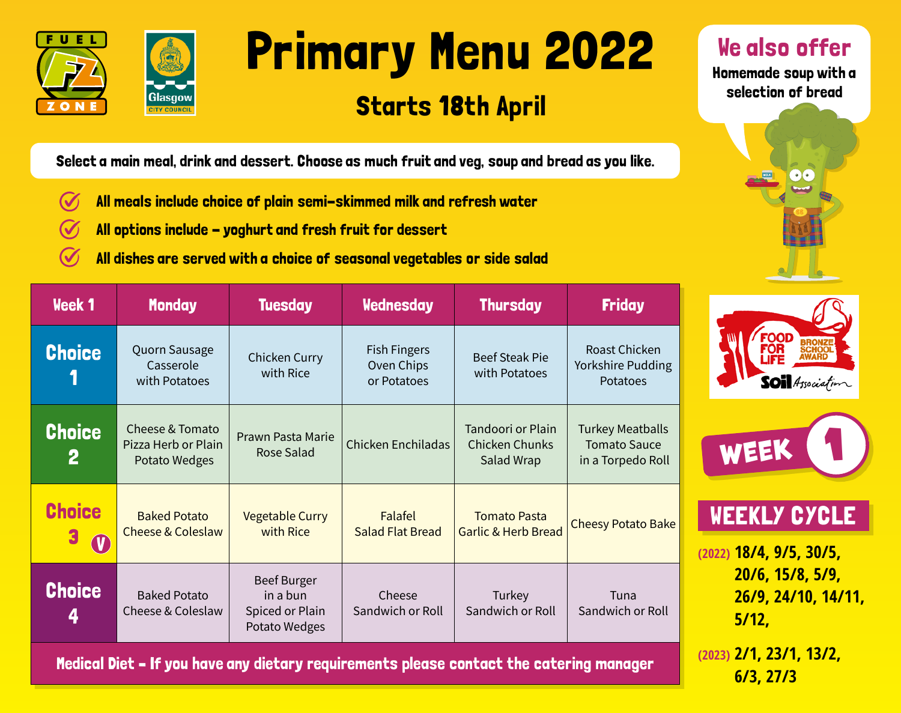# Primary Menu 2022

## Starts 18th April

**We also offer**
Homemade soup with a selection of bread

**Select a main meal, drink and dessert. Choose as much fruit and veg, soup and bread as you like.**

- All meals include choice of plain semi-skimmed milk and refresh water
- All options include – yoghurt and fresh fruit for dessert
- All dishes are served with a choice of seasonal vegetables or side salad

| Week 1 | Monday | Tuesday | Wednesday | Thursday | Friday |
|---|---|---|---|---|---|
| Choice 1 | Quorn Sausage Casserole with Potatoes | Chicken Curry with Rice | Fish Fingers Oven Chips or Potatoes | Beef Steak Pie with Potatoes | Roast Chicken Yorkshire Pudding Potatoes |
| Choice 2 | Cheese & Tomato Pizza Herb or Plain Potato Wedges | Prawn Pasta Marie Rose Salad | Chicken Enchiladas | Tandoori or Plain Chicken Chunks Salad Wrap | Turkey Meatballs Tomato Sauce in a Torpedo Roll |
| Choice 3 (V) | Baked Potato Cheese & Coleslaw | Vegetable Curry with Rice | Falafel Salad Flat Bread | Tomato Pasta Garlic & Herb Bread | Cheesy Potato Bake |
| Choice 4 | Baked Potato Cheese & Coleslaw | Beef Burger in a bun Spiced or Plain Potato Wedges | Cheese Sandwich or Roll | Turkey Sandwich or Roll | Tuna Sandwich or Roll |

**Medical Diet - If you have any dietary requirements please contact the catering manager**

Food for Life Bronze School Award – Soil Association

## WEEK 1

### WEEKLY CYCLE

(2022) 18/4, 9/5, 30/5, 20/6, 15/8, 5/9, 26/9, 24/10, 14/11, 5/12,

(2023) 2/1, 23/1, 13/2, 6/3, 27/3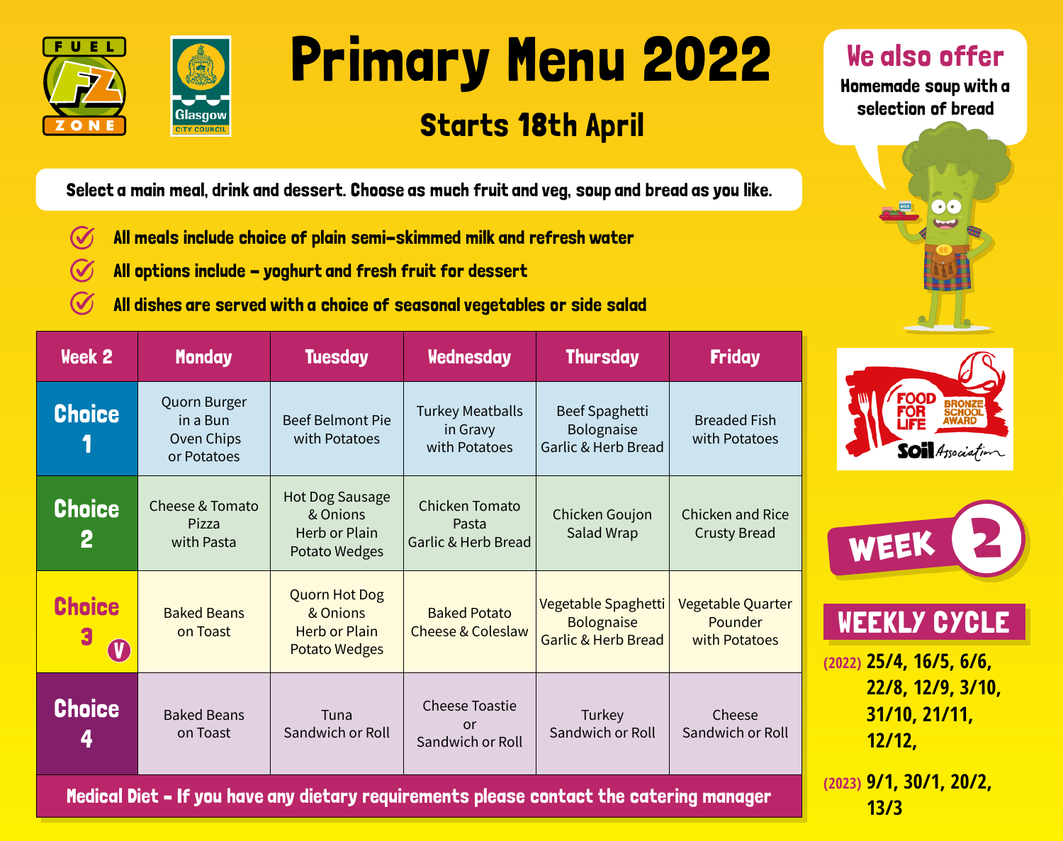# Primary Menu 2022

## Starts 18th April

**We also offer**
**Homemade soup with a selection of bread**

**Select a main meal, drink and dessert. Choose as much fruit and veg, soup and bread as you like.**

- All meals include choice of plain semi-skimmed milk and refresh water
- All options include – yoghurt and fresh fruit for dessert
- All dishes are served with a choice of seasonal vegetables or side salad

| Week 2 | Monday | Tuesday | Wednesday | Thursday | Friday |
|---|---|---|---|---|---|
| Choice 1 | Quorn Burger in a Bun Oven Chips or Potatoes | Beef Belmont Pie with Potatoes | Turkey Meatballs in Gravy with Potatoes | Beef Spaghetti Bolognaise Garlic & Herb Bread | Breaded Fish with Potatoes |
| Choice 2 | Cheese & Tomato Pizza with Pasta | Hot Dog Sausage & Onions Herb or Plain Potato Wedges | Chicken Tomato Pasta Garlic & Herb Bread | Chicken Goujon Salad Wrap | Chicken and Rice Crusty Bread |
| Choice 3 (V) | Baked Beans on Toast | Quorn Hot Dog & Onions Herb or Plain Potato Wedges | Baked Potato Cheese & Coleslaw | Vegetable Spaghetti Bolognaise Garlic & Herb Bread | Vegetable Quarter Pounder with Potatoes |
| Choice 4 | Baked Beans on Toast | Tuna Sandwich or Roll | Cheese Toastie or Sandwich or Roll | Turkey Sandwich or Roll | Cheese Sandwich or Roll |

**Medical Diet – If you have any dietary requirements please contact the catering manager**

FOOD FOR LIFE BRONZE SCHOOL AWARD – Soil Association

## WEEK 2

## WEEKLY CYCLE

**(2022)** 25/4, 16/5, 6/6, 22/8, 12/9, 3/10, 31/10, 21/11, 12/12,

**(2023)** 9/1, 30/1, 20/2, 13/3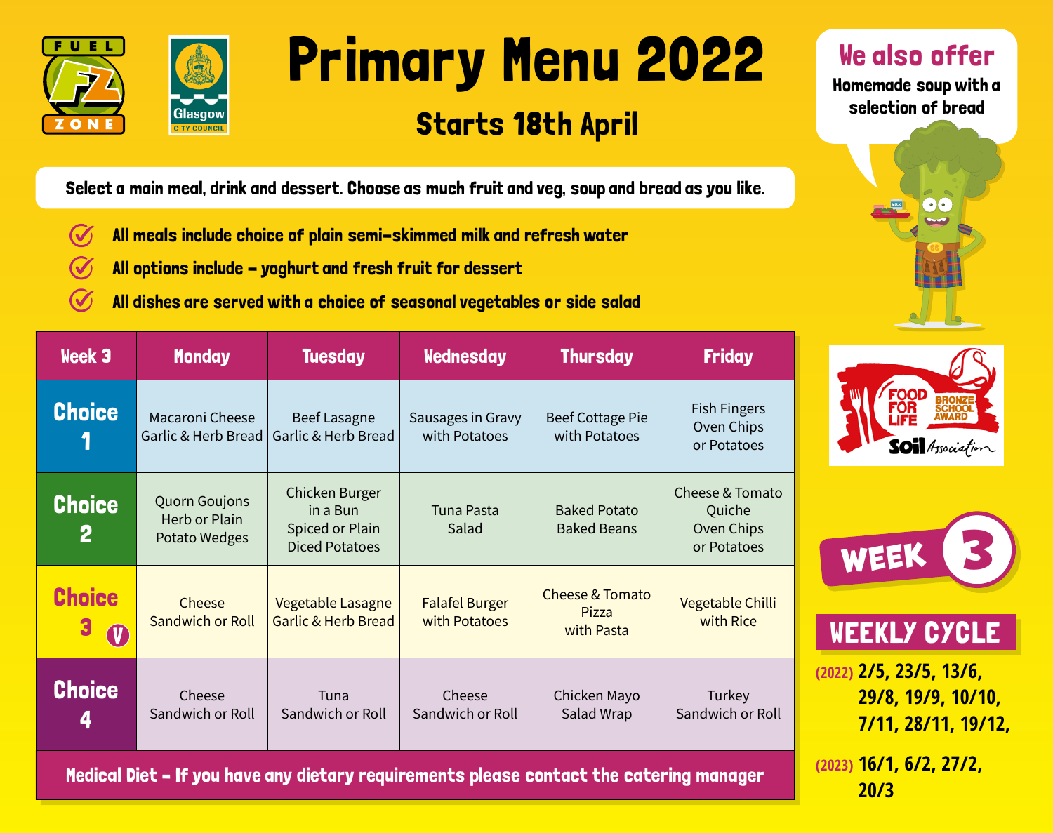# Primary Menu 2022

## Starts 18th April

**We also offer** Homemade soup with a selection of bread

**Select a main meal, drink and dessert. Choose as much fruit and veg, soup and bread as you like.**

- All meals include choice of plain semi-skimmed milk and refresh water
- All options include – yoghurt and fresh fruit for dessert
- All dishes are served with a choice of seasonal vegetables or side salad

| Week 3 | Monday | Tuesday | Wednesday | Thursday | Friday |
|---|---|---|---|---|---|
| Choice 1 | Macaroni Cheese Garlic & Herb Bread | Beef Lasagne Garlic & Herb Bread | Sausages in Gravy with Potatoes | Beef Cottage Pie with Potatoes | Fish Fingers Oven Chips or Potatoes |
| Choice 2 | Quorn Goujons Herb or Plain Potato Wedges | Chicken Burger in a Bun Spiced or Plain Diced Potatoes | Tuna Pasta Salad | Baked Potato Baked Beans | Cheese & Tomato Quiche Oven Chips or Potatoes |
| Choice 3 (V) | Cheese Sandwich or Roll | Vegetable Lasagne Garlic & Herb Bread | Falafel Burger with Potatoes | Cheese & Tomato Pizza with Pasta | Vegetable Chilli with Rice |
| Choice 4 | Cheese Sandwich or Roll | Tuna Sandwich or Roll | Cheese Sandwich or Roll | Chicken Mayo Salad Wrap | Turkey Sandwich or Roll |

**Medical Diet – If you have any dietary requirements please contact the catering manager**

Food for Life Bronze School Award – Soil Association

## WEEK 3

## WEEKLY CYCLE

(2022) 2/5, 23/5, 13/6, 29/8, 19/9, 10/10, 7/11, 28/11, 19/12,

(2023) 16/1, 6/2, 27/2, 20/3